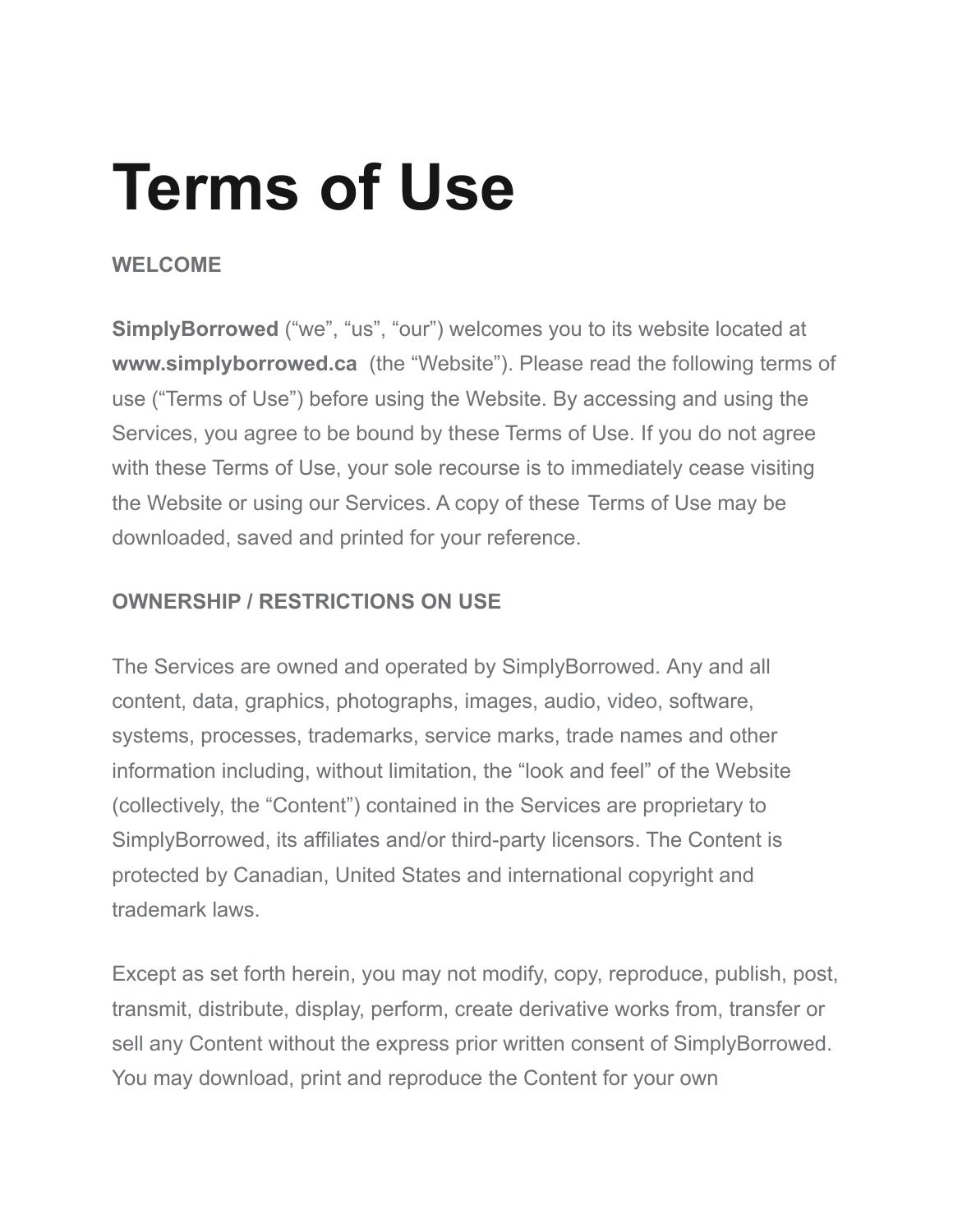# Terms of Use

**WELCOME**

**SimplyBorrowed** ("we", "us", "our") welcomes you to its website located at **www.simplyborrowed.ca** (the "Website"). Please read the following terms of use ("Terms of Use") before using the Website. By accessing and using the Services, you agree to be bound by these Terms of Use. If you do not agree with these Terms of Use, your sole recourse is to immediately cease visiting the Website or using our Services. A copy of these Terms of Use may be downloaded, saved and printed for your reference.

**OWNERSHIP / RESTRICTIONS ON USE**

The Services are owned and operated by SimplyBorrowed. Any and all content, data, graphics, photographs, images, audio, video, software, systems, processes, trademarks, service marks, trade names and other information including, without limitation, the "look and feel" of the Website (collectively, the "Content") contained in the Services are proprietary to SimplyBorrowed, its affiliates and/or third-party licensors. The Content is protected by Canadian, United States and international copyright and trademark laws.

Except as set forth herein, you may not modify, copy, reproduce, publish, post, transmit, distribute, display, perform, create derivative works from, transfer or sell any Content without the express prior written consent of SimplyBorrowed. You may download, print and reproduce the Content for your own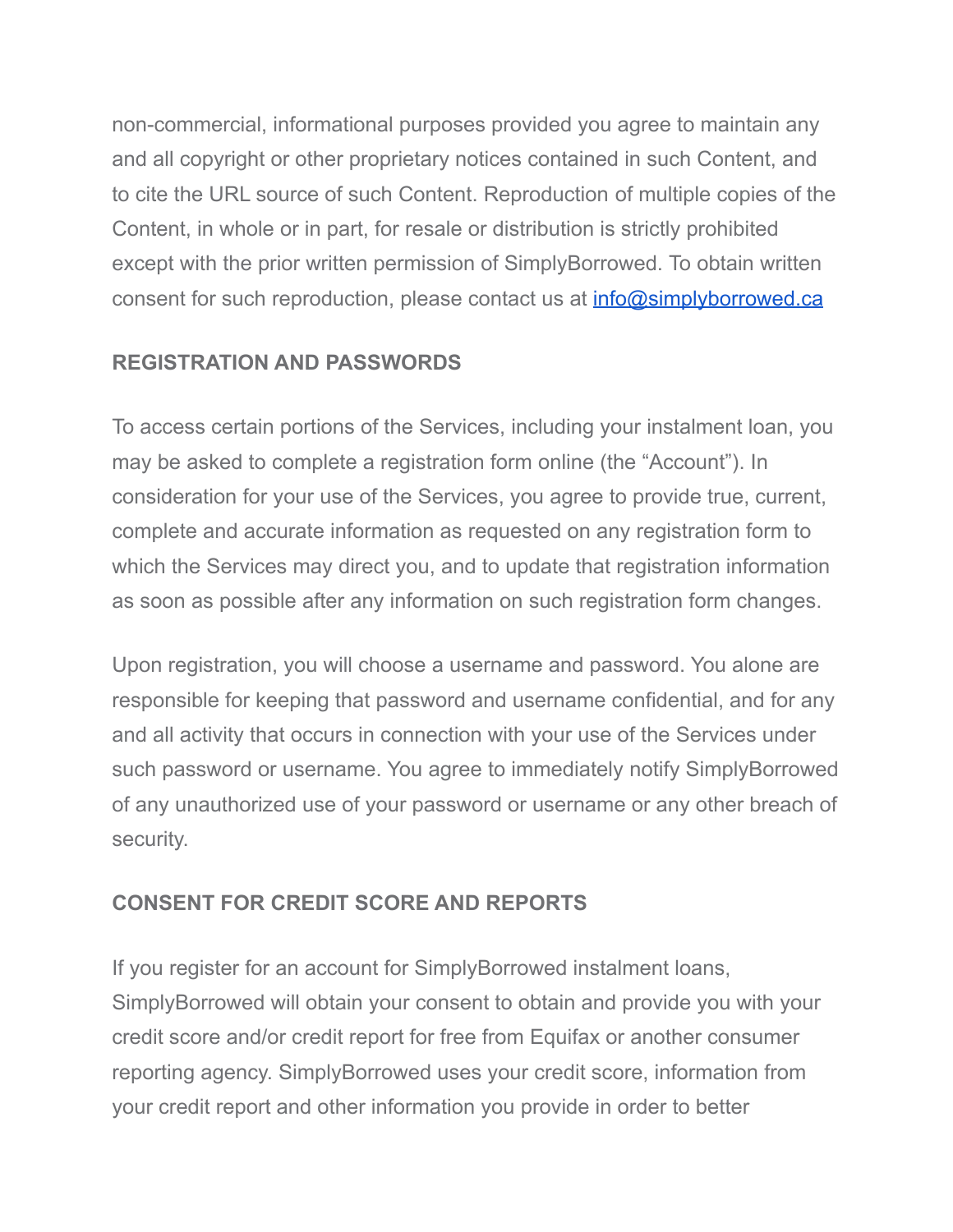non-commercial, informational purposes provided you agree to maintain any and all copyright or other proprietary notices contained in such Content, and to cite the URL source of such Content. Reproduction of multiple copies of the Content, in whole or in part, for resale or distribution is strictly prohibited except with the prior written permission of SimplyBorrowed. To obtain written consent for such reproduction, please contact us at [info@simplyborrowed.ca](mailto:info@simplyborrowed.ca)

## REGISTRATION AND PASSWORDS

To access certain portions of the Services, including your instalment loan, you may be asked to complete a registration form online (the "Account"). In consideration for your use of the Services, you agree to provide true, current, complete and accurate information as requested on any registration form to which the Services may direct you, and to update that registration information as soon as possible after any information on such registration form changes.

Upon registration, you will choose a username and password. You alone are responsible for keeping that password and username confidential, and for any and all activity that occurs in connection with your use of the Services under such password or username. You agree to immediately notify SimplyBorrowed of any unauthorized use of your password or username or any other breach of security.

## CONSENT FOR CREDIT SCORE AND REPORTS

If you register for an account for SimplyBorrowed instalment loans, SimplyBorrowed will obtain your consent to obtain and provide you with your credit score and/or credit report for free from Equifax or another consumer reporting agency. SimplyBorrowed uses your credit score, information from your credit report and other information you provide in order to better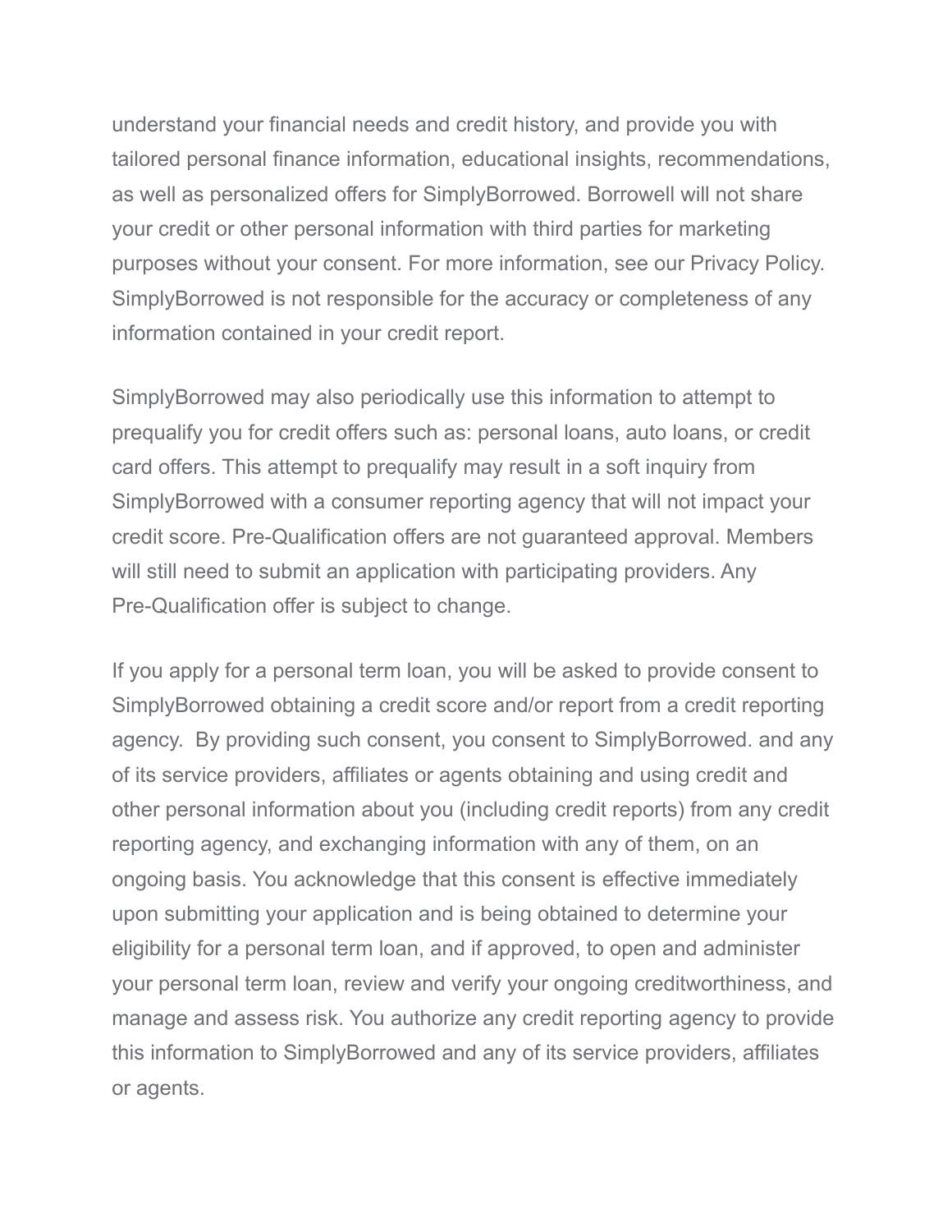understand your financial needs and credit history, and provide you with tailored personal finance information, educational insights, recommendations, as well as personalized offers for SimplyBorrowed. Borrowell will not share your credit or other personal information with third parties for marketing purposes without your consent. For more information, see our Privacy Policy. SimplyBorrowed is not responsible for the accuracy or completeness of any information contained in your credit report.

SimplyBorrowed may also periodically use this information to attempt to prequalify you for credit offers such as: personal loans, auto loans, or credit card offers. This attempt to prequalify may result in a soft inquiry from SimplyBorrowed with a consumer reporting agency that will not impact your credit score. Pre-Qualification offers are not guaranteed approval. Members will still need to submit an application with participating providers. Any Pre-Qualification offer is subject to change.

If you apply for a personal term loan, you will be asked to provide consent to SimplyBorrowed obtaining a credit score and/or report from a credit reporting agency.  By providing such consent, you consent to SimplyBorrowed. and any of its service providers, affiliates or agents obtaining and using credit and other personal information about you (including credit reports) from any credit reporting agency, and exchanging information with any of them, on an ongoing basis. You acknowledge that this consent is effective immediately upon submitting your application and is being obtained to determine your eligibility for a personal term loan, and if approved, to open and administer your personal term loan, review and verify your ongoing creditworthiness, and manage and assess risk. You authorize any credit reporting agency to provide this information to SimplyBorrowed and any of its service providers, affiliates or agents.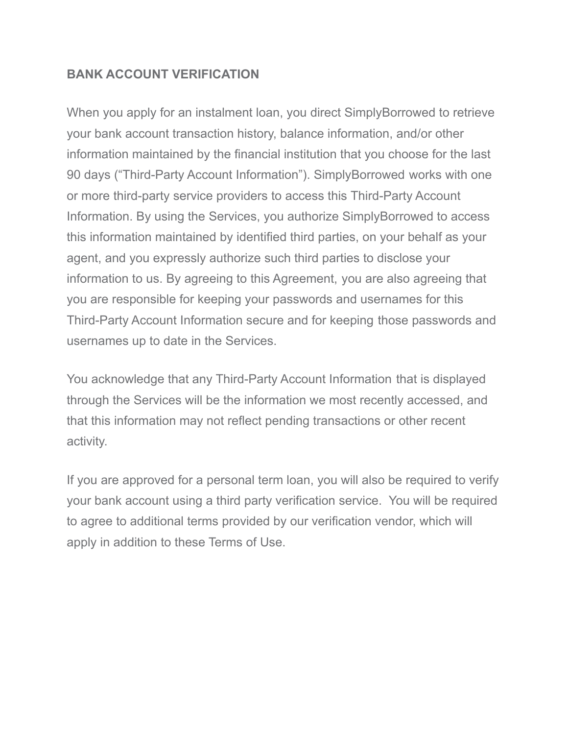## BANK ACCOUNT VERIFICATION

When you apply for an instalment loan, you direct SimplyBorrowed to retrieve your bank account transaction history, balance information, and/or other information maintained by the financial institution that you choose for the last 90 days ("Third-Party Account Information"). SimplyBorrowed works with one or more third-party service providers to access this Third-Party Account Information. By using the Services, you authorize SimplyBorrowed to access this information maintained by identified third parties, on your behalf as your agent, and you expressly authorize such third parties to disclose your information to us. By agreeing to this Agreement, you are also agreeing that you are responsible for keeping your passwords and usernames for this Third-Party Account Information secure and for keeping those passwords and usernames up to date in the Services.

You acknowledge that any Third-Party Account Information that is displayed through the Services will be the information we most recently accessed, and that this information may not reflect pending transactions or other recent activity.

If you are approved for a personal term loan, you will also be required to verify your bank account using a third party verification service. You will be required to agree to additional terms provided by our verification vendor, which will apply in addition to these Terms of Use.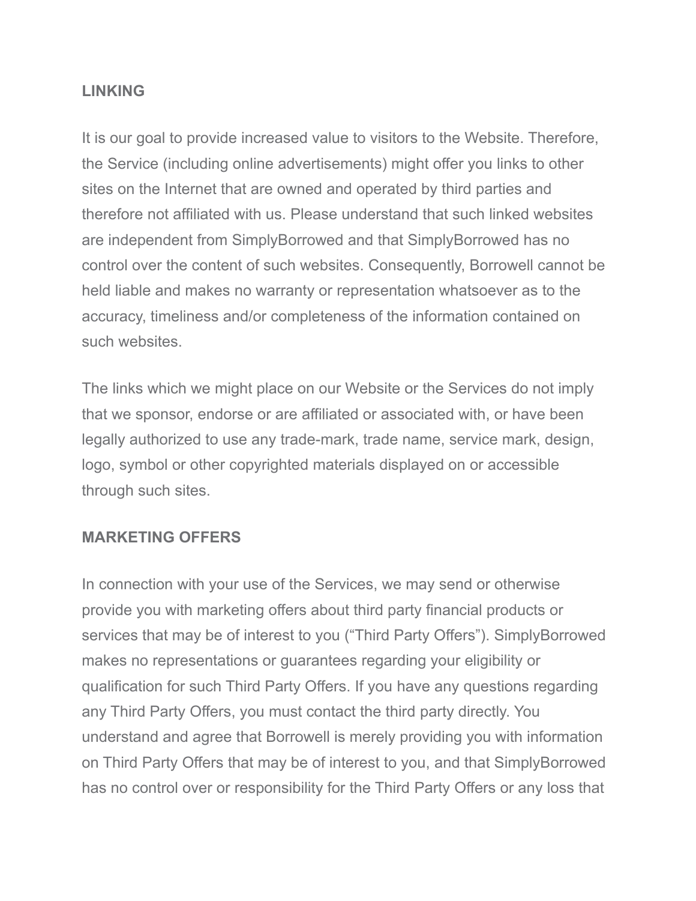## LINKING

It is our goal to provide increased value to visitors to the Website. Therefore, the Service (including online advertisements) might offer you links to other sites on the Internet that are owned and operated by third parties and therefore not affiliated with us. Please understand that such linked websites are independent from SimplyBorrowed and that SimplyBorrowed has no control over the content of such websites. Consequently, Borrowell cannot be held liable and makes no warranty or representation whatsoever as to the accuracy, timeliness and/or completeness of the information contained on such websites.

The links which we might place on our Website or the Services do not imply that we sponsor, endorse or are affiliated or associated with, or have been legally authorized to use any trade-mark, trade name, service mark, design, logo, symbol or other copyrighted materials displayed on or accessible through such sites.

## MARKETING OFFERS

In connection with your use of the Services, we may send or otherwise provide you with marketing offers about third party financial products or services that may be of interest to you ("Third Party Offers"). SimplyBorrowed makes no representations or guarantees regarding your eligibility or qualification for such Third Party Offers. If you have any questions regarding any Third Party Offers, you must contact the third party directly. You understand and agree that Borrowell is merely providing you with information on Third Party Offers that may be of interest to you, and that SimplyBorrowed has no control over or responsibility for the Third Party Offers or any loss that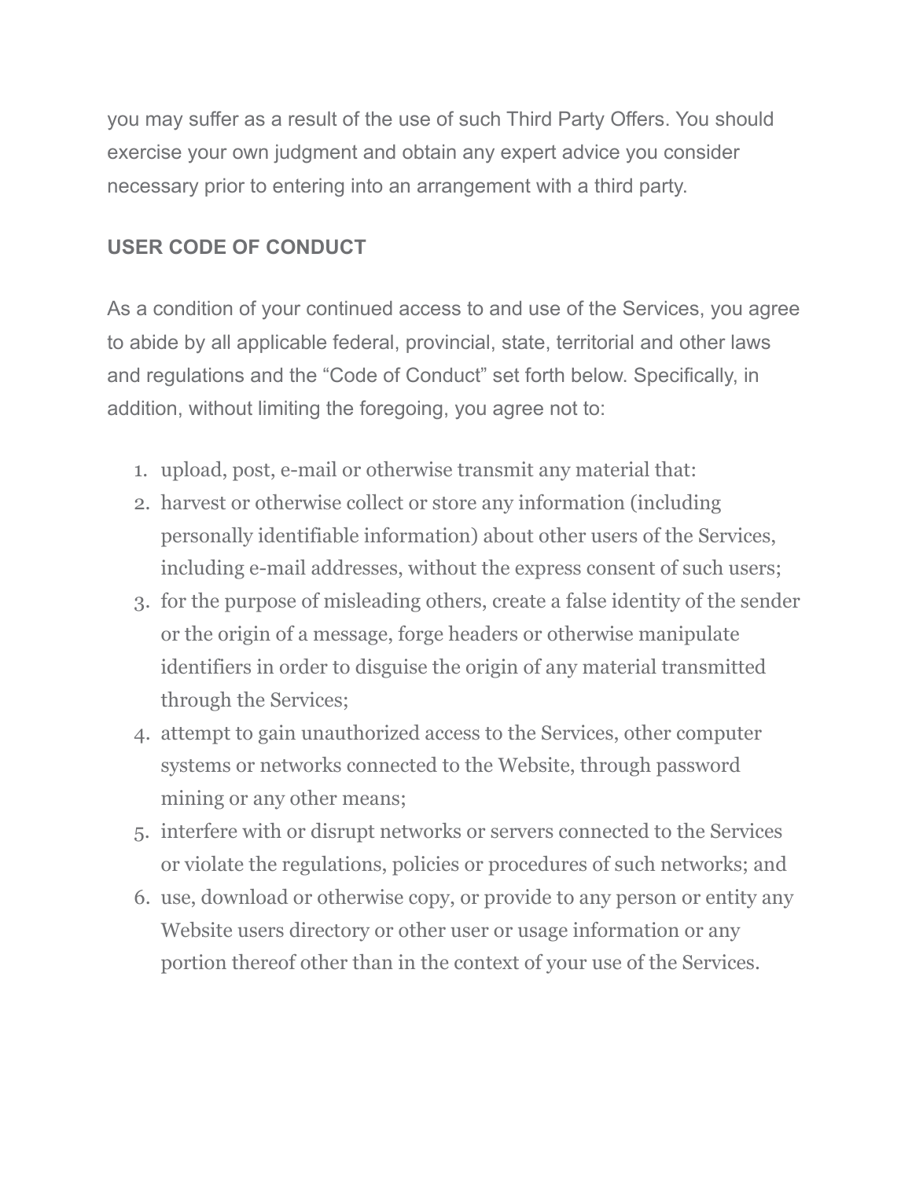you may suffer as a result of the use of such Third Party Offers. You should exercise your own judgment and obtain any expert advice you consider necessary prior to entering into an arrangement with a third party.

**USER CODE OF CONDUCT**

As a condition of your continued access to and use of the Services, you agree to abide by all applicable federal, provincial, state, territorial and other laws and regulations and the "Code of Conduct" set forth below. Specifically, in addition, without limiting the foregoing, you agree not to:

1. upload, post, e-mail or otherwise transmit any material that:
2. harvest or otherwise collect or store any information (including personally identifiable information) about other users of the Services, including e-mail addresses, without the express consent of such users;
3. for the purpose of misleading others, create a false identity of the sender or the origin of a message, forge headers or otherwise manipulate identifiers in order to disguise the origin of any material transmitted through the Services;
4. attempt to gain unauthorized access to the Services, other computer systems or networks connected to the Website, through password mining or any other means;
5. interfere with or disrupt networks or servers connected to the Services or violate the regulations, policies or procedures of such networks; and
6. use, download or otherwise copy, or provide to any person or entity any Website users directory or other user or usage information or any portion thereof other than in the context of your use of the Services.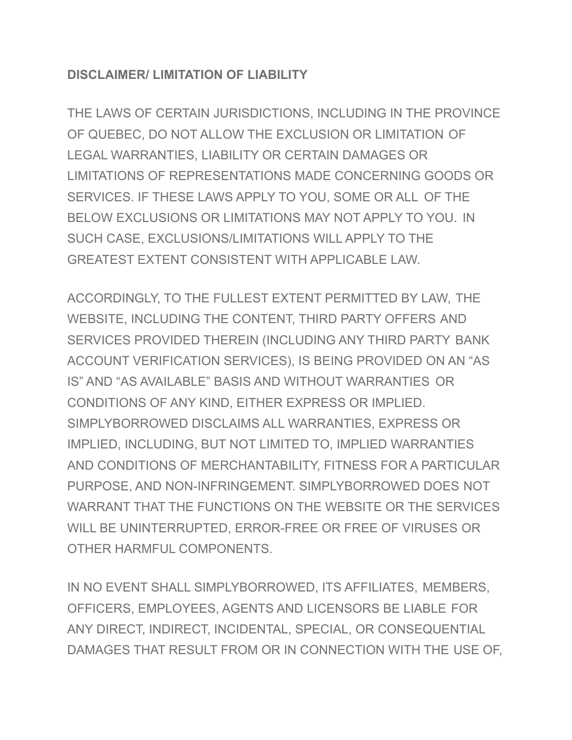**DISCLAIMER/ LIMITATION OF LIABILITY**

THE LAWS OF CERTAIN JURISDICTIONS, INCLUDING IN THE PROVINCE OF QUEBEC, DO NOT ALLOW THE EXCLUSION OR LIMITATION OF LEGAL WARRANTIES, LIABILITY OR CERTAIN DAMAGES OR LIMITATIONS OF REPRESENTATIONS MADE CONCERNING GOODS OR SERVICES. IF THESE LAWS APPLY TO YOU, SOME OR ALL OF THE BELOW EXCLUSIONS OR LIMITATIONS MAY NOT APPLY TO YOU. IN SUCH CASE, EXCLUSIONS/LIMITATIONS WILL APPLY TO THE GREATEST EXTENT CONSISTENT WITH APPLICABLE LAW.

ACCORDINGLY, TO THE FULLEST EXTENT PERMITTED BY LAW, THE WEBSITE, INCLUDING THE CONTENT, THIRD PARTY OFFERS AND SERVICES PROVIDED THEREIN (INCLUDING ANY THIRD PARTY BANK ACCOUNT VERIFICATION SERVICES), IS BEING PROVIDED ON AN "AS IS" AND "AS AVAILABLE" BASIS AND WITHOUT WARRANTIES OR CONDITIONS OF ANY KIND, EITHER EXPRESS OR IMPLIED. SIMPLYBORROWED DISCLAIMS ALL WARRANTIES, EXPRESS OR IMPLIED, INCLUDING, BUT NOT LIMITED TO, IMPLIED WARRANTIES AND CONDITIONS OF MERCHANTABILITY, FITNESS FOR A PARTICULAR PURPOSE, AND NON-INFRINGEMENT. SIMPLYBORROWED DOES NOT WARRANT THAT THE FUNCTIONS ON THE WEBSITE OR THE SERVICES WILL BE UNINTERRUPTED, ERROR-FREE OR FREE OF VIRUSES OR OTHER HARMFUL COMPONENTS.

IN NO EVENT SHALL SIMPLYBORROWED, ITS AFFILIATES, MEMBERS, OFFICERS, EMPLOYEES, AGENTS AND LICENSORS BE LIABLE FOR ANY DIRECT, INDIRECT, INCIDENTAL, SPECIAL, OR CONSEQUENTIAL DAMAGES THAT RESULT FROM OR IN CONNECTION WITH THE USE OF,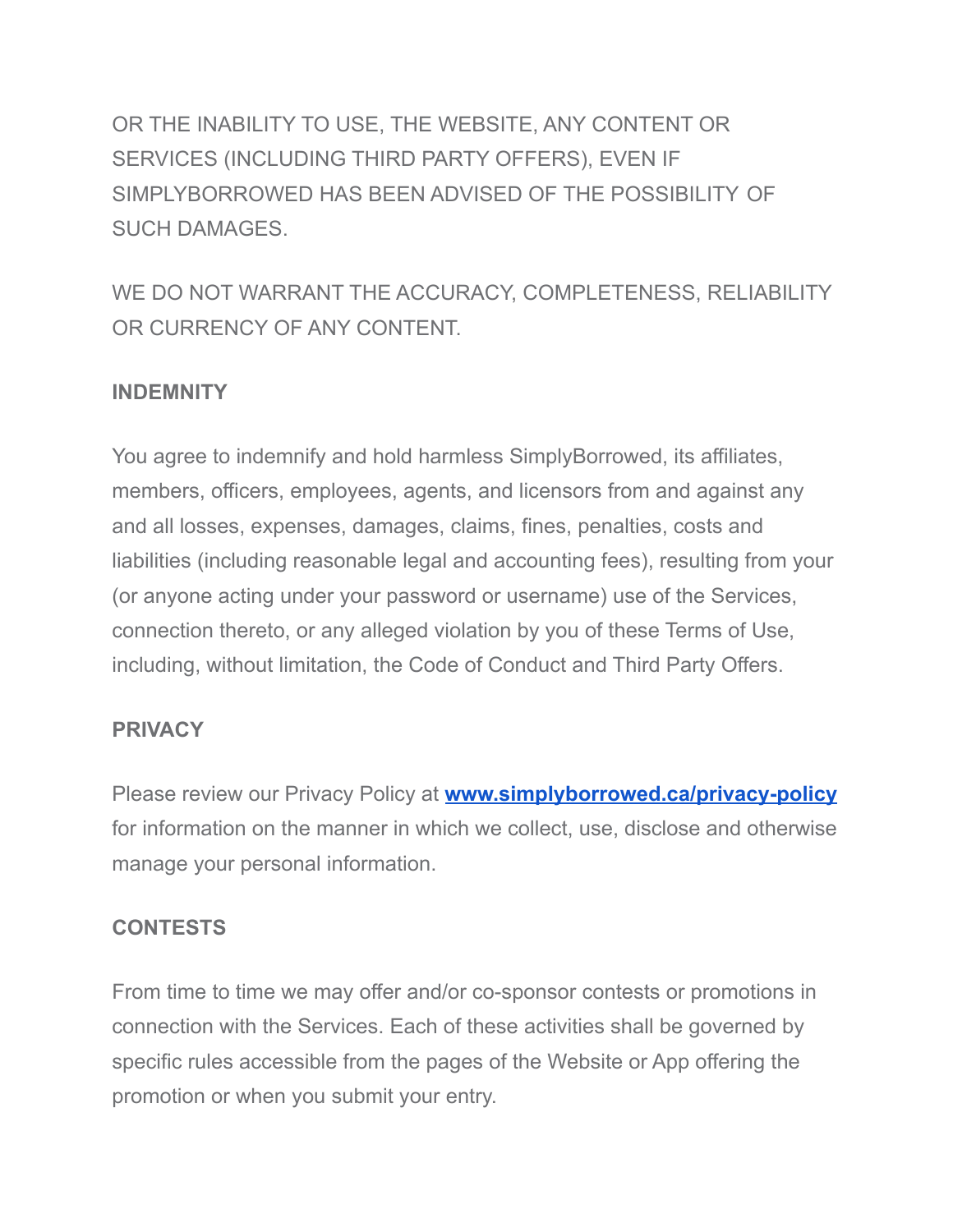OR THE INABILITY TO USE, THE WEBSITE, ANY CONTENT OR SERVICES (INCLUDING THIRD PARTY OFFERS), EVEN IF SIMPLYBORROWED HAS BEEN ADVISED OF THE POSSIBILITY OF SUCH DAMAGES.

WE DO NOT WARRANT THE ACCURACY, COMPLETENESS, RELIABILITY OR CURRENCY OF ANY CONTENT.

**INDEMNITY**

You agree to indemnify and hold harmless SimplyBorrowed, its affiliates, members, officers, employees, agents, and licensors from and against any and all losses, expenses, damages, claims, fines, penalties, costs and liabilities (including reasonable legal and accounting fees), resulting from your (or anyone acting under your password or username) use of the Services, connection thereto, or any alleged violation by you of these Terms of Use, including, without limitation, the Code of Conduct and Third Party Offers.

**PRIVACY**

Please review our Privacy Policy at **[www.simplyborrowed.ca/privacy-policy](http://www.simplyborrowed.ca/privacy-policy)** for information on the manner in which we collect, use, disclose and otherwise manage your personal information.

**CONTESTS**

From time to time we may offer and/or co-sponsor contests or promotions in connection with the Services. Each of these activities shall be governed by specific rules accessible from the pages of the Website or App offering the promotion or when you submit your entry.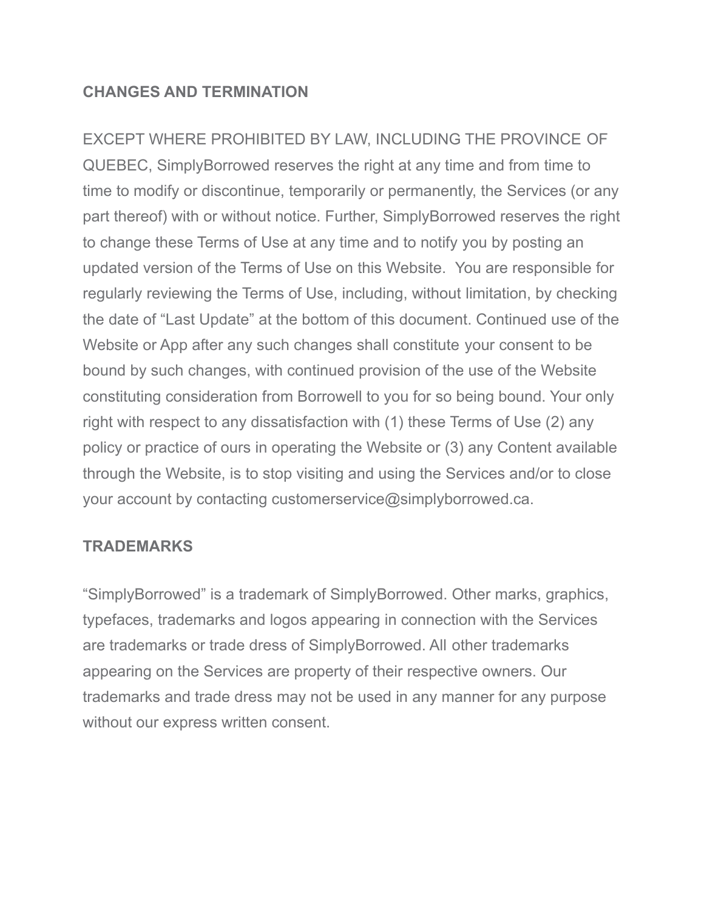## CHANGES AND TERMINATION

EXCEPT WHERE PROHIBITED BY LAW, INCLUDING THE PROVINCE OF QUEBEC, SimplyBorrowed reserves the right at any time and from time to time to modify or discontinue, temporarily or permanently, the Services (or any part thereof) with or without notice. Further, SimplyBorrowed reserves the right to change these Terms of Use at any time and to notify you by posting an updated version of the Terms of Use on this Website. You are responsible for regularly reviewing the Terms of Use, including, without limitation, by checking the date of "Last Update" at the bottom of this document. Continued use of the Website or App after any such changes shall constitute your consent to be bound by such changes, with continued provision of the use of the Website constituting consideration from Borrowell to you for so being bound. Your only right with respect to any dissatisfaction with (1) these Terms of Use (2) any policy or practice of ours in operating the Website or (3) any Content available through the Website, is to stop visiting and using the Services and/or to close your account by contacting customerservice@simplyborrowed.ca.

## TRADEMARKS

"SimplyBorrowed" is a trademark of SimplyBorrowed. Other marks, graphics, typefaces, trademarks and logos appearing in connection with the Services are trademarks or trade dress of SimplyBorrowed. All other trademarks appearing on the Services are property of their respective owners. Our trademarks and trade dress may not be used in any manner for any purpose without our express written consent.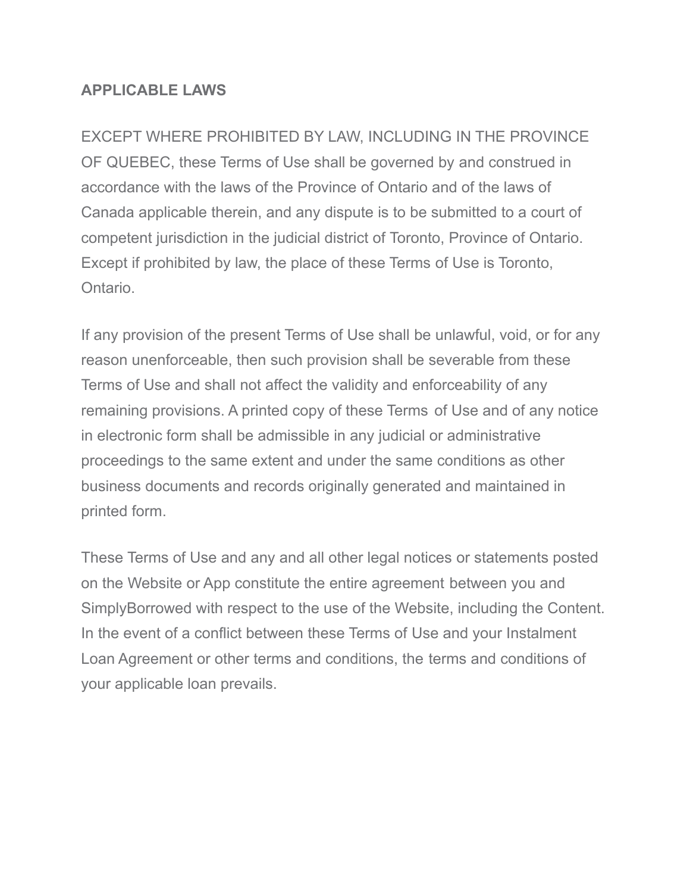**APPLICABLE LAWS**

EXCEPT WHERE PROHIBITED BY LAW, INCLUDING IN THE PROVINCE OF QUEBEC, these Terms of Use shall be governed by and construed in accordance with the laws of the Province of Ontario and of the laws of Canada applicable therein, and any dispute is to be submitted to a court of competent jurisdiction in the judicial district of Toronto, Province of Ontario. Except if prohibited by law, the place of these Terms of Use is Toronto, Ontario.

If any provision of the present Terms of Use shall be unlawful, void, or for any reason unenforceable, then such provision shall be severable from these Terms of Use and shall not affect the validity and enforceability of any remaining provisions. A printed copy of these Terms of Use and of any notice in electronic form shall be admissible in any judicial or administrative proceedings to the same extent and under the same conditions as other business documents and records originally generated and maintained in printed form.

These Terms of Use and any and all other legal notices or statements posted on the Website or App constitute the entire agreement between you and SimplyBorrowed with respect to the use of the Website, including the Content. In the event of a conflict between these Terms of Use and your Instalment Loan Agreement or other terms and conditions, the terms and conditions of your applicable loan prevails.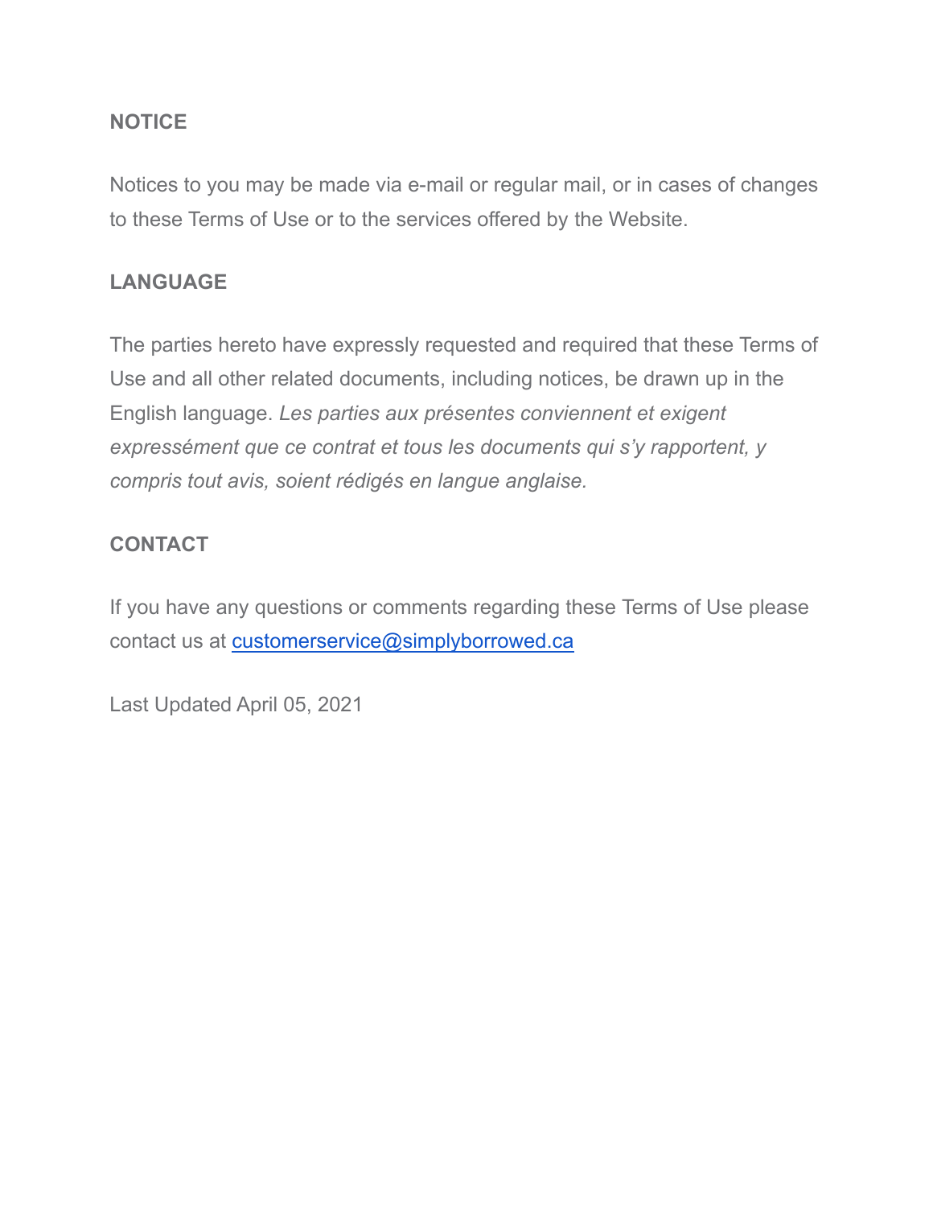**NOTICE**

Notices to you may be made via e-mail or regular mail, or in cases of changes to these Terms of Use or to the services offered by the Website.

**LANGUAGE**

The parties hereto have expressly requested and required that these Terms of Use and all other related documents, including notices, be drawn up in the English language. *Les parties aux présentes conviennent et exigent expressément que ce contrat et tous les documents qui s'y rapportent, y compris tout avis, soient rédigés en langue anglaise.*

**CONTACT**

If you have any questions or comments regarding these Terms of Use please contact us at customerservice@simplyborrowed.ca

Last Updated April 05, 2021